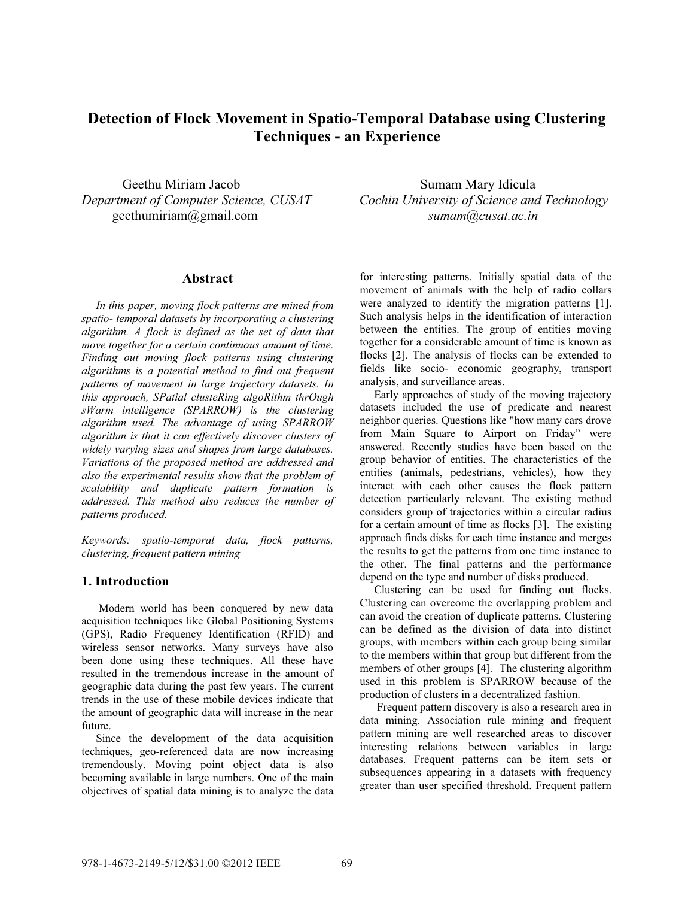# Detection of Flock Movement in Spatio-Temporal Database using Clustering Techniques - an Experience

Geethu Miriam Jacob
*Department of Computer Science, CUSAT*
geethumiriam@gmail.com

Sumam Mary Idicula
*Cochin University of Science and Technology*
*sumam@cusat.ac.in*

## Abstract

*In this paper, moving flock patterns are mined from spatio- temporal datasets by incorporating a clustering algorithm. A flock is defined as the set of data that move together for a certain continuous amount of time. Finding out moving flock patterns using clustering algorithms is a potential method to find out frequent patterns of movement in large trajectory datasets. In this approach, SPatial clusteRing algoRithm thrOugh sWarm intelligence (SPARROW) is the clustering algorithm used. The advantage of using SPARROW algorithm is that it can effectively discover clusters of widely varying sizes and shapes from large databases. Variations of the proposed method are addressed and also the experimental results show that the problem of scalability and duplicate pattern formation is addressed. This method also reduces the number of patterns produced.*

*Keywords: spatio-temporal data, flock patterns, clustering, frequent pattern mining*

## 1. Introduction

Modern world has been conquered by new data acquisition techniques like Global Positioning Systems (GPS), Radio Frequency Identification (RFID) and wireless sensor networks. Many surveys have also been done using these techniques. All these have resulted in the tremendous increase in the amount of geographic data during the past few years. The current trends in the use of these mobile devices indicate that the amount of geographic data will increase in the near future.

Since the development of the data acquisition techniques, geo-referenced data are now increasing tremendously. Moving point object data is also becoming available in large numbers. One of the main objectives of spatial data mining is to analyze the data for interesting patterns. Initially spatial data of the movement of animals with the help of radio collars were analyzed to identify the migration patterns [1]. Such analysis helps in the identification of interaction between the entities. The group of entities moving together for a considerable amount of time is known as flocks [2]. The analysis of flocks can be extended to fields like socio- economic geography, transport analysis, and surveillance areas.

Early approaches of study of the moving trajectory datasets included the use of predicate and nearest neighbor queries. Questions like "how many cars drove from Main Square to Airport on Friday" were answered. Recently studies have been based on the group behavior of entities. The characteristics of the entities (animals, pedestrians, vehicles), how they interact with each other causes the flock pattern detection particularly relevant. The existing method considers group of trajectories within a circular radius for a certain amount of time as flocks [3]. The existing approach finds disks for each time instance and merges the results to get the patterns from one time instance to the other. The final patterns and the performance depend on the type and number of disks produced.

Clustering can be used for finding out flocks. Clustering can overcome the overlapping problem and can avoid the creation of duplicate patterns. Clustering can be defined as the division of data into distinct groups, with members within each group being similar to the members within that group but different from the members of other groups [4]. The clustering algorithm used in this problem is SPARROW because of the production of clusters in a decentralized fashion.

Frequent pattern discovery is also a research area in data mining. Association rule mining and frequent pattern mining are well researched areas to discover interesting relations between variables in large databases. Frequent patterns can be item sets or subsequences appearing in a datasets with frequency greater than user specified threshold. Frequent pattern

978-1-4673-2149-5/12/$31.00 ©2012 IEEE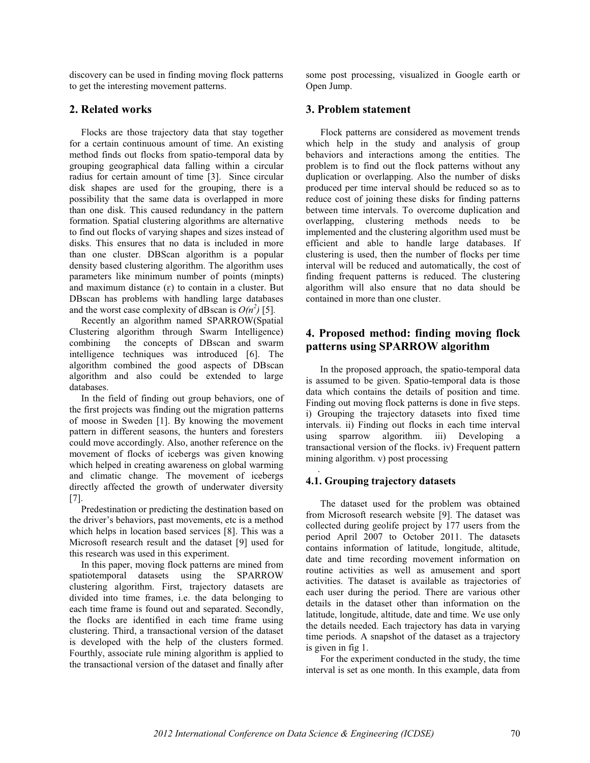discovery can be used in finding moving flock patterns to get the interesting movement patterns.

## 2. Related works

Flocks are those trajectory data that stay together for a certain continuous amount of time. An existing method finds out flocks from spatio-temporal data by grouping geographical data falling within a circular radius for certain amount of time [3]. Since circular disk shapes are used for the grouping, there is a possibility that the same data is overlapped in more than one disk. This caused redundancy in the pattern formation. Spatial clustering algorithms are alternative to find out flocks of varying shapes and sizes instead of disks. This ensures that no data is included in more than one cluster. DBScan algorithm is a popular density based clustering algorithm. The algorithm uses parameters like minimum number of points (minpts) and maximum distance ($\varepsilon$) to contain in a cluster. But DBscan has problems with handling large databases and the worst case complexity of dBscan is $O(n^2)$ [5].

Recently an algorithm named SPARROW(Spatial Clustering algorithm through Swarm Intelligence) combining the concepts of DBscan and swarm intelligence techniques was introduced [6]. The algorithm combined the good aspects of DBscan algorithm and also could be extended to large databases.

In the field of finding out group behaviors, one of the first projects was finding out the migration patterns of moose in Sweden [1]. By knowing the movement pattern in different seasons, the hunters and foresters could move accordingly. Also, another reference on the movement of flocks of icebergs was given knowing which helped in creating awareness on global warming and climatic change. The movement of icebergs directly affected the growth of underwater diversity [7].

Predestination or predicting the destination based on the driver's behaviors, past movements, etc is a method which helps in location based services [8]. This was a Microsoft research result and the dataset [9] used for this research was used in this experiment.

In this paper, moving flock patterns are mined from spatiotemporal datasets using the SPARROW clustering algorithm. First, trajectory datasets are divided into time frames, i.e. the data belonging to each time frame is found out and separated. Secondly, the flocks are identified in each time frame using clustering. Third, a transactional version of the dataset is developed with the help of the clusters formed. Fourthly, associate rule mining algorithm is applied to the transactional version of the dataset and finally after some post processing, visualized in Google earth or Open Jump.

## 3. Problem statement

Flock patterns are considered as movement trends which help in the study and analysis of group behaviors and interactions among the entities. The problem is to find out the flock patterns without any duplication or overlapping. Also the number of disks produced per time interval should be reduced so as to reduce cost of joining these disks for finding patterns between time intervals. To overcome duplication and overlapping, clustering methods needs to be implemented and the clustering algorithm used must be efficient and able to handle large databases. If clustering is used, then the number of flocks per time interval will be reduced and automatically, the cost of finding frequent patterns is reduced. The clustering algorithm will also ensure that no data should be contained in more than one cluster.

## 4. Proposed method: finding moving flock patterns using SPARROW algorithm

In the proposed approach, the spatio-temporal data is assumed to be given. Spatio-temporal data is those data which contains the details of position and time. Finding out moving flock patterns is done in five steps. i) Grouping the trajectory datasets into fixed time intervals. ii) Finding out flocks in each time interval using sparrow algorithm. iii) Developing a transactional version of the flocks. iv) Frequent pattern mining algorithm. v) post processing

### 4.1. Grouping trajectory datasets

The dataset used for the problem was obtained from Microsoft research website [9]. The dataset was collected during geolife project by 177 users from the period April 2007 to October 2011. The datasets contains information of latitude, longitude, altitude, date and time recording movement information on routine activities as well as amusement and sport activities. The dataset is available as trajectories of each user during the period. There are various other details in the dataset other than information on the latitude, longitude, altitude, date and time. We use only the details needed. Each trajectory has data in varying time periods. A snapshot of the dataset as a trajectory is given in fig 1.

For the experiment conducted in the study, the time interval is set as one month. In this example, data from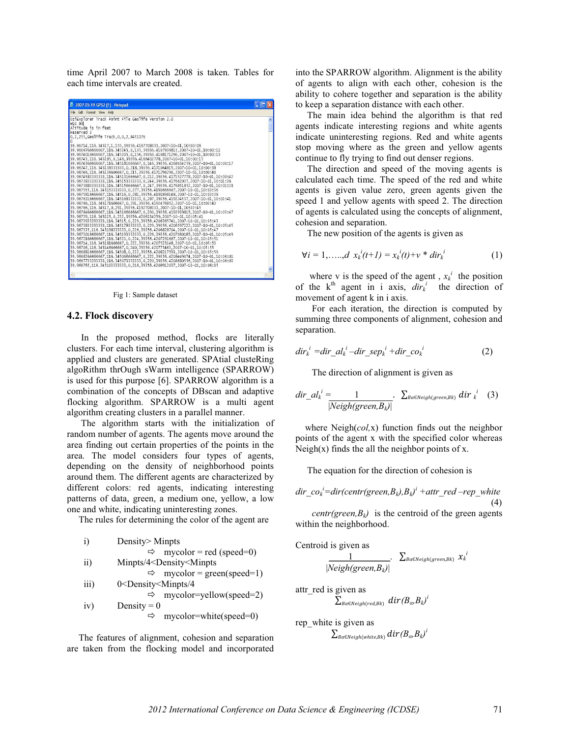time April 2007 to March 2008 is taken. Tables for each time intervals are created.

Fig 1: Sample dataset

## 4.2. Flock discovery

In the proposed method, flocks are literally clusters. For each time interval, clustering algorithm is applied and clusters are generated. SPAtial clusteRing algoRithm thrOugh sWarm intelligence (SPARROW) is used for this purpose [6]. SPARROW algorithm is a combination of the concepts of DBscan and adaptive flocking algorithm. SPARROW is a multi agent algorithm creating clusters in a parallel manner.

The algorithm starts with the initialization of random number of agents. The agents move around the area finding out certain properties of the points in the area. The model considers four types of agents, depending on the density of neighborhood points around them. The different agents are characterized by different colors: red agents, indicating interesting patterns of data, green, a medium one, yellow, a low one and white, indicating uninteresting zones.

The rules for determining the color of the agent are

i) Density> Minpts
   ⇨ mycolor = red (speed=0)
ii) Minpts/4<Density<Minpts
   ⇨ mycolor = green(speed=1)
iii) 0<Density<Minpts/4
   ⇨ mycolor=yellow(speed=2)
iv) Density = 0
   ⇨ mycolor=white(speed=0)

The features of alignment, cohesion and separation are taken from the flocking model and incorporated into the SPARROW algorithm. Alignment is the ability of agents to align with each other, cohesion is the ability to cohere together and separation is the ability to keep a separation distance with each other.

The main idea behind the algorithm is that red agents indicate interesting regions and white agents indicate uninteresting regions. Red and white agents stop moving where as the green and yellow agents continue to fly trying to find out denser regions.

The direction and speed of the moving agents is calculated each time. The speed of the red and white agents is given value zero, green agents given the speed 1 and yellow agents with speed 2. The direction of agents is calculated using the concepts of alignment, cohesion and separation.

The new position of the agents is given as

$$\forall i = 1,\ldots,d \quad x_k^i(t+1) = x_k^i(t)+v * dir_k^i \qquad (1)$$

where v is the speed of the agent , $x_k^i$ the position of the $k^{th}$ agent in i axis, $dir_k^i$ the direction of movement of agent k in i axis.

For each iteration, the direction is computed by summing three components of alignment, cohesion and separation.

$$dir_k^i = dir\_al_k^i - dir\_sep_k^i + dir\_co_k^i \qquad (2)$$

The direction of alignment is given as

$$dir\_al_k^i = \frac{1}{|Neigh(green,B_k)|} \cdot \sum_{B\alpha \in Neigh(green,Bk)} dir_k^i \qquad (3)$$

where Neigh(*col*,x) function finds out the neighbor points of the agent x with the specified color whereas Neigh(x) finds the all the neighbor points of x.

The equation for the direction of cohesion is

$$dir\_co_k^i = dir(centr(green,B_k),B_k)^i + attr\_red - rep\_white \qquad (4)$$

$centr(green,B_k)$ is the centroid of the green agents within the neighborhood.

Centroid is given as

$$\frac{1}{|Neigh(green,B_k)|} \cdot \sum_{B\alpha \in Neigh(green,Bk)} x_k^i$$

attr_red is given as

$$\sum_{B\alpha \in Neigh(red,Bk)} dir(B_\alpha,B_k)^i$$

rep_white is given as

$$\sum_{B\alpha \in Neigh(white,Bk)} dir(B_\alpha,B_k)^i$$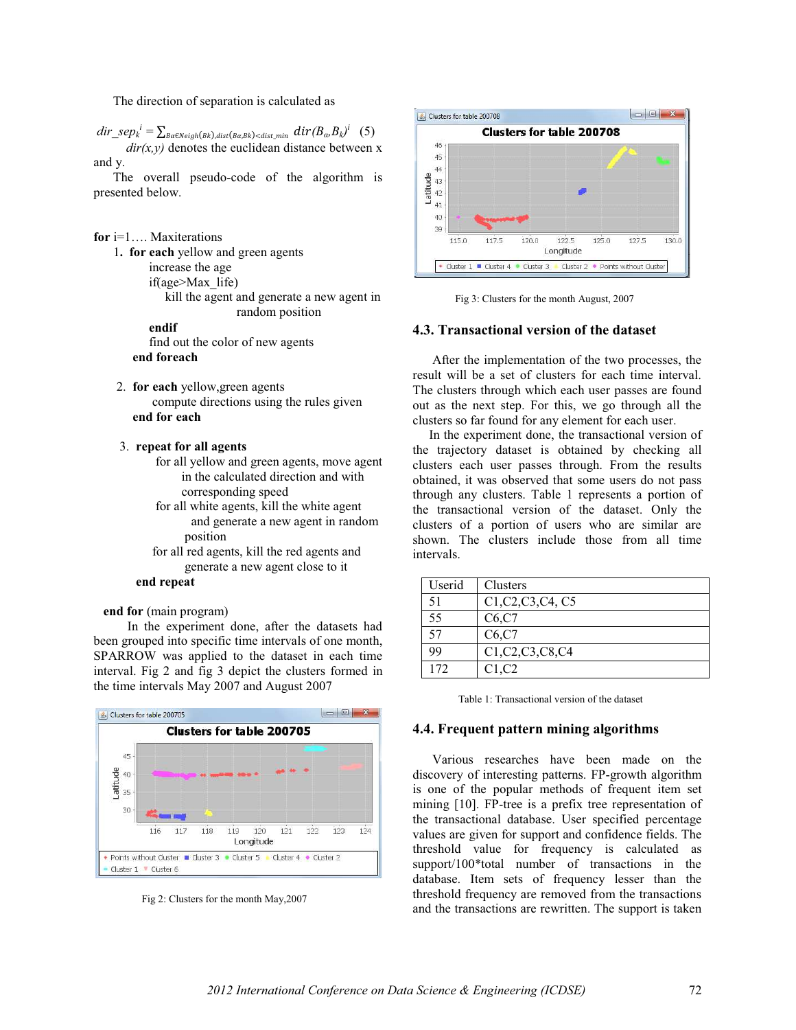The direction of separation is calculated as

$$dir\_sep_k^i = \sum_{B\alpha \in Neigh(Bk), dist(B\alpha,Bk)<dist\_min} dir(B_\alpha, B_k)^i \quad (5)$$

*dir(x,y)* denotes the euclidean distance between x and y.

The overall pseudo-code of the algorithm is presented below.

```
for i=1…. Maxiterations
  1. for each yellow and green agents
         increase the age
         if(age>Max_life)
             kill the agent and generate a new agent in
                         random position
         endif
         find out the color of new agents
     end foreach

  2. for each yellow,green agents
         compute directions using the rules given
     end for each

  3. repeat for all agents
         for all yellow and green agents, move agent
              in the calculated direction and with
              corresponding speed
         for all white agents, kill the white agent
              and generate a new agent in random
              position
         for all red agents, kill the red agents and
              generate a new agent close to it
     end repeat

end for (main program)
```

In the experiment done, after the datasets had been grouped into specific time intervals of one month, SPARROW was applied to the dataset in each time interval. Fig 2 and fig 3 depict the clusters formed in the time intervals May 2007 and August 2007

Fig 2: Clusters for the month May,2007

Fig 3: Clusters for the month August, 2007

### 4.3. Transactional version of the dataset

After the implementation of the two processes, the result will be a set of clusters for each time interval. The clusters through which each user passes are found out as the next step. For this, we go through all the clusters so far found for any element for each user.

In the experiment done, the transactional version of the trajectory dataset is obtained by checking all clusters each user passes through. From the results obtained, it was observed that some users do not pass through any clusters. Table 1 represents a portion of the transactional version of the dataset. Only the clusters of a portion of users who are similar are shown. The clusters include those from all time intervals.

| Userid | Clusters |
|---|---|
| 51 | C1,C2,C3,C4, C5 |
| 55 | C6,C7 |
| 57 | C6,C7 |
| 99 | C1,C2,C3,C8,C4 |
| 172 | C1,C2 |

Table 1: Transactional version of the dataset

### 4.4. Frequent pattern mining algorithms

Various researches have been made on the discovery of interesting patterns. FP-growth algorithm is one of the popular methods of frequent item set mining [10]. FP-tree is a prefix tree representation of the transactional database. User specified percentage values are given for support and confidence fields. The threshold value for frequency is calculated as support/100*total number of transactions in the database. Item sets of frequency lesser than the threshold frequency are removed from the transactions and the transactions are rewritten. The support is taken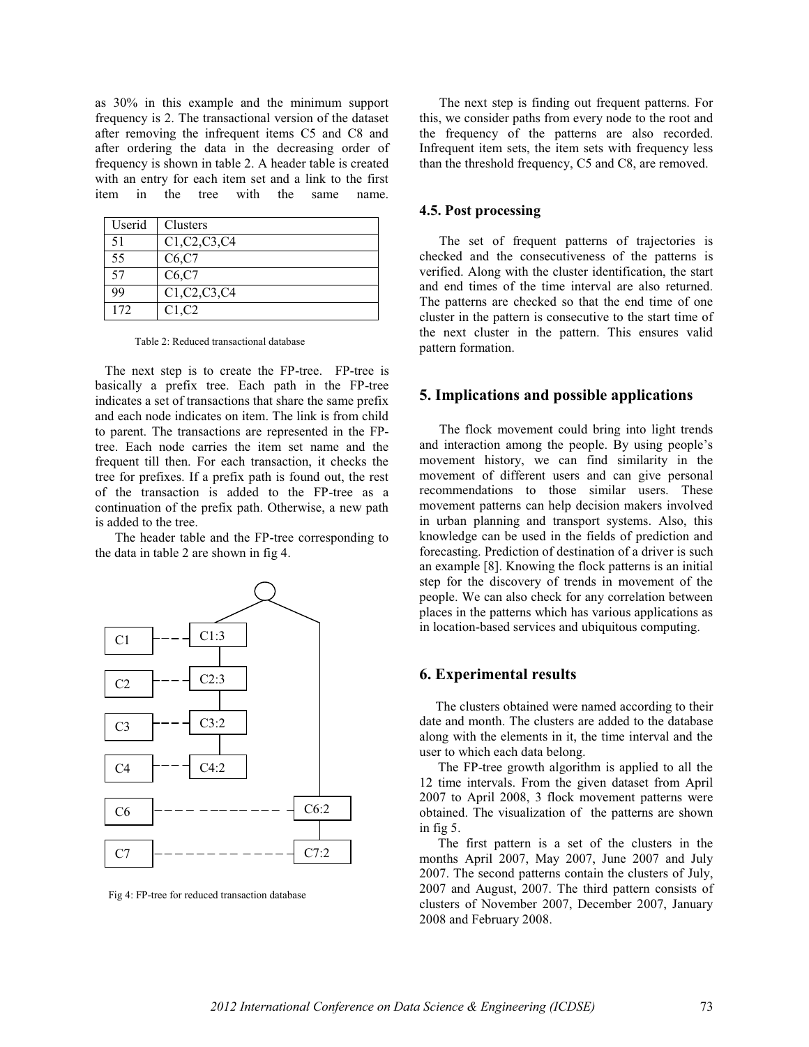as 30% in this example and the minimum support frequency is 2. The transactional version of the dataset after removing the infrequent items C5 and C8 and after ordering the data in the decreasing order of frequency is shown in table 2. A header table is created with an entry for each item set and a link to the first item in the tree with the same name.

| Userid | Clusters |
|---|---|
| 51 | C1,C2,C3,C4 |
| 55 | C6,C7 |
| 57 | C6,C7 |
| 99 | C1,C2,C3,C4 |
| 172 | C1,C2 |

Table 2: Reduced transactional database

The next step is to create the FP-tree. FP-tree is basically a prefix tree. Each path in the FP-tree indicates a set of transactions that share the same prefix and each node indicates on item. The link is from child to parent. The transactions are represented in the FP-tree. Each node carries the item set name and the frequent till then. For each transaction, it checks the tree for prefixes. If a prefix path is found out, the rest of the transaction is added to the FP-tree as a continuation of the prefix path. Otherwise, a new path is added to the tree.

The header table and the FP-tree corresponding to the data in table 2 are shown in fig 4.

Fig 4: FP-tree for reduced transaction database

The next step is finding out frequent patterns. For this, we consider paths from every node to the root and the frequency of the patterns are also recorded. Infrequent item sets, the item sets with frequency less than the threshold frequency, C5 and C8, are removed.

### 4.5. Post processing

The set of frequent patterns of trajectories is checked and the consecutiveness of the patterns is verified. Along with the cluster identification, the start and end times of the time interval are also returned. The patterns are checked so that the end time of one cluster in the pattern is consecutive to the start time of the next cluster in the pattern. This ensures valid pattern formation.

## 5. Implications and possible applications

The flock movement could bring into light trends and interaction among the people. By using people's movement history, we can find similarity in the movement of different users and can give personal recommendations to those similar users. These movement patterns can help decision makers involved in urban planning and transport systems. Also, this knowledge can be used in the fields of prediction and forecasting. Prediction of destination of a driver is such an example [8]. Knowing the flock patterns is an initial step for the discovery of trends in movement of the people. We can also check for any correlation between places in the patterns which has various applications as in location-based services and ubiquitous computing.

## 6. Experimental results

The clusters obtained were named according to their date and month. The clusters are added to the database along with the elements in it, the time interval and the user to which each data belong.

The FP-tree growth algorithm is applied to all the 12 time intervals. From the given dataset from April 2007 to April 2008, 3 flock movement patterns were obtained. The visualization of the patterns are shown in fig 5.

The first pattern is a set of the clusters in the months April 2007, May 2007, June 2007 and July 2007. The second patterns contain the clusters of July, 2007 and August, 2007. The third pattern consists of clusters of November 2007, December 2007, January 2008 and February 2008.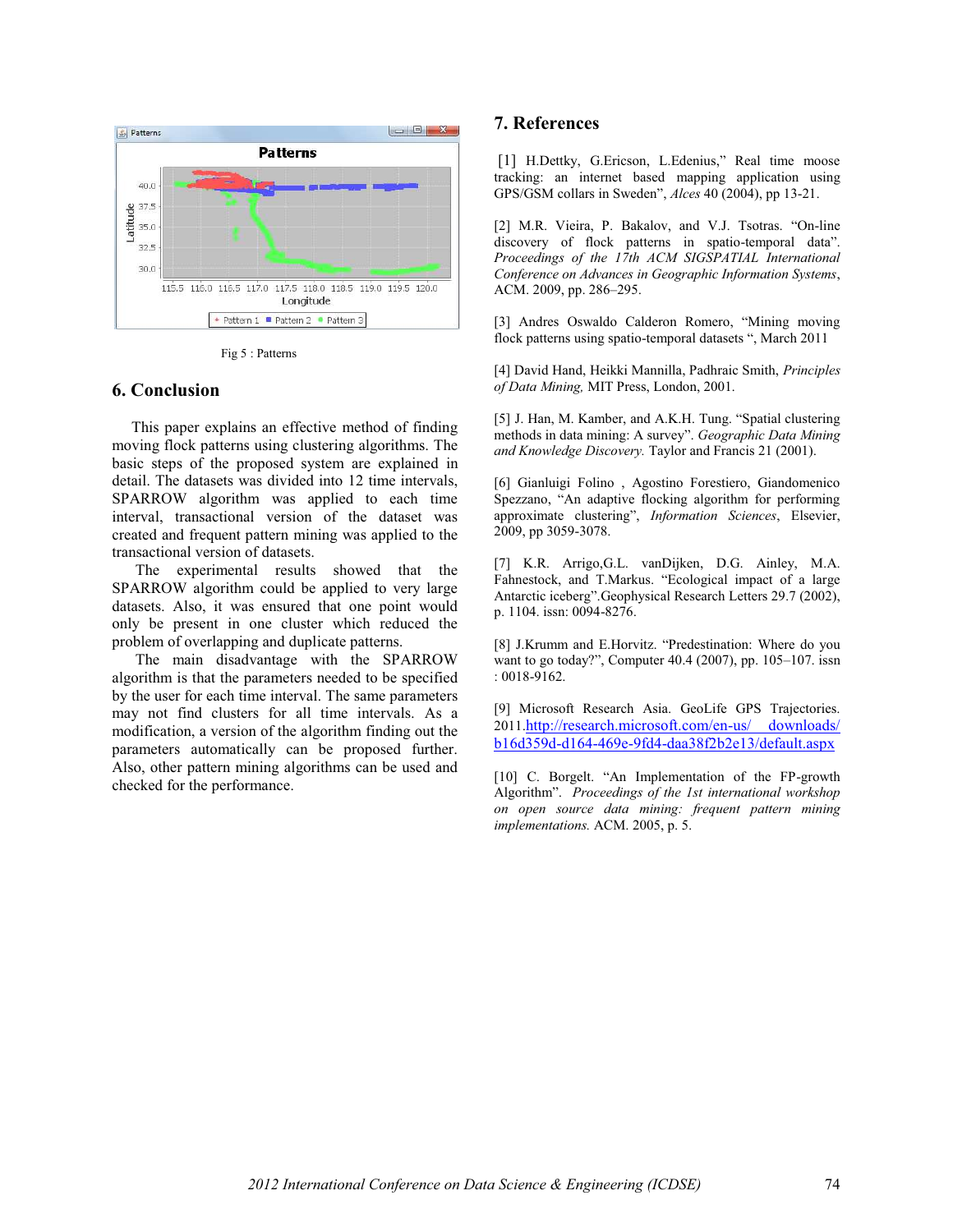Patterns

Patterns

40.0
37.5
35.0
32.5
30.0

Latitude

115.5 116.0 116.5 117.0 117.5 118.0 118.5 119.0 119.5 120.0

Longitude

Pattern 1 Pattern 2 Pattern 3

Fig 5 : Patterns

## 6. Conclusion

This paper explains an effective method of finding moving flock patterns using clustering algorithms. The basic steps of the proposed system are explained in detail. The datasets was divided into 12 time intervals, SPARROW algorithm was applied to each time interval, transactional version of the dataset was created and frequent pattern mining was applied to the transactional version of datasets.

The experimental results showed that the SPARROW algorithm could be applied to very large datasets. Also, it was ensured that one point would only be present in one cluster which reduced the problem of overlapping and duplicate patterns.

The main disadvantage with the SPARROW algorithm is that the parameters needed to be specified by the user for each time interval. The same parameters may not find clusters for all time intervals. As a modification, a version of the algorithm finding out the parameters automatically can be proposed further. Also, other pattern mining algorithms can be used and checked for the performance.

## 7. References

[1] H.Dettky, G.Ericson, L.Edenius," Real time moose tracking: an internet based mapping application using GPS/GSM collars in Sweden", *Alces* 40 (2004), pp 13-21.

[2] M.R. Vieira, P. Bakalov, and V.J. Tsotras. "On-line discovery of flock patterns in spatio-temporal data". *Proceedings of the 17th ACM SIGSPATIAL International Conference on Advances in Geographic Information Systems*, ACM. 2009, pp. 286–295.

[3] Andres Oswaldo Calderon Romero, "Mining moving flock patterns using spatio-temporal datasets ", March 2011

[4] David Hand, Heikki Mannilla, Padhraic Smith, *Principles of Data Mining,* MIT Press, London, 2001.

[5] J. Han, M. Kamber, and A.K.H. Tung. "Spatial clustering methods in data mining: A survey". *Geographic Data Mining and Knowledge Discovery.* Taylor and Francis 21 (2001).

[6] Gianluigi Folino , Agostino Forestiero, Giandomenico Spezzano, "An adaptive flocking algorithm for performing approximate clustering", *Information Sciences*, Elsevier, 2009, pp 3059-3078.

[7] K.R. Arrigo,G.L. vanDijken, D.G. Ainley, M.A. Fahnestock, and T.Markus. "Ecological impact of a large Antarctic iceberg".Geophysical Research Letters 29.7 (2002), p. 1104. issn: 0094-8276.

[8] J.Krumm and E.Horvitz. "Predestination: Where do you want to go today?", Computer 40.4 (2007), pp. 105–107. issn : 0018-9162.

[9] Microsoft Research Asia. GeoLife GPS Trajectories. 2011.http://research.microsoft.com/en-us/ downloads/ b16d359d-d164-469e-9fd4-daa38f2b2e13/default.aspx

[10] C. Borgelt. "An Implementation of the FP-growth Algorithm". *Proceedings of the 1st international workshop on open source data mining: frequent pattern mining implementations.* ACM. 2005, p. 5.